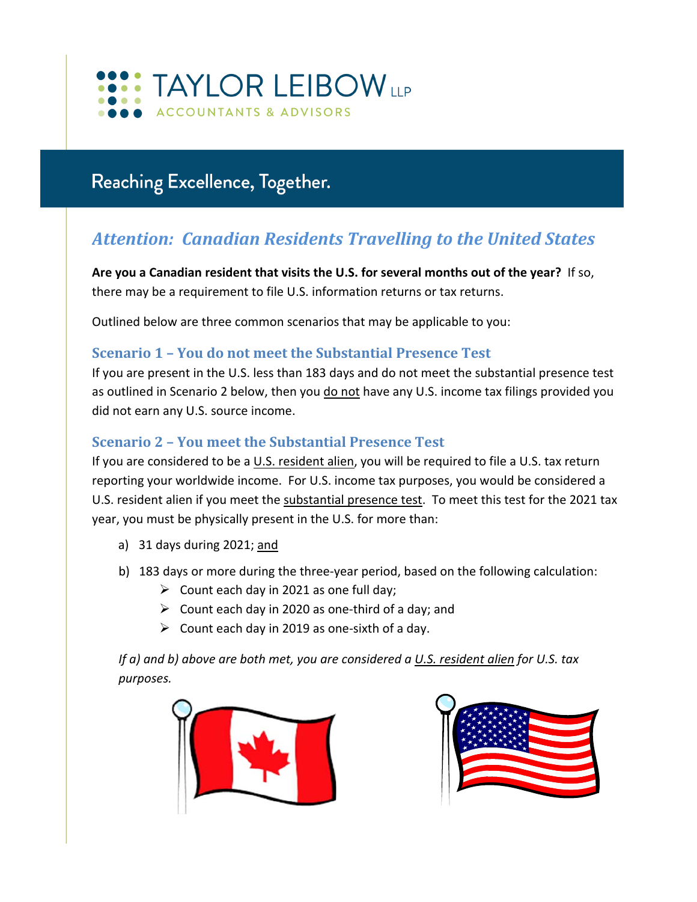TAYLOR LEIBOW LLP

ACCOUNTANTS & ADVISORS

Reaching Excellence, Together.

## *Attention: Canadian Residents Travelling to the United States*

**Are you a Canadian resident that visits the U.S. for several months out of the year?** If so, there may be a requirement to file U.S. information returns or tax returns.

Outlined below are three common scenarios that may be applicable to you:

### Scenario 1 – You do not meet the Substantial Presence Test

If you are present in the U.S. less than 183 days and do not meet the substantial presence test as outlined in Scenario 2 below, then you do not have any U.S. income tax filings provided you did not earn any U.S. source income.

### Scenario 2 – You meet the Substantial Presence Test

If you are considered to be a U.S. resident alien, you will be required to file a U.S. tax return reporting your worldwide income. For U.S. income tax purposes, you would be considered a U.S. resident alien if you meet the substantial presence test. To meet this test for the 2021 tax year, you must be physically present in the U.S. for more than:

a) 31 days during 2021; and

b) 183 days or more during the three-year period, based on the following calculation:
- Count each day in 2021 as one full day;
- Count each day in 2020 as one-third of a day; and
- Count each day in 2019 as one-sixth of a day.

*If a) and b) above are both met, you are considered a U.S. resident alien for U.S. tax purposes.*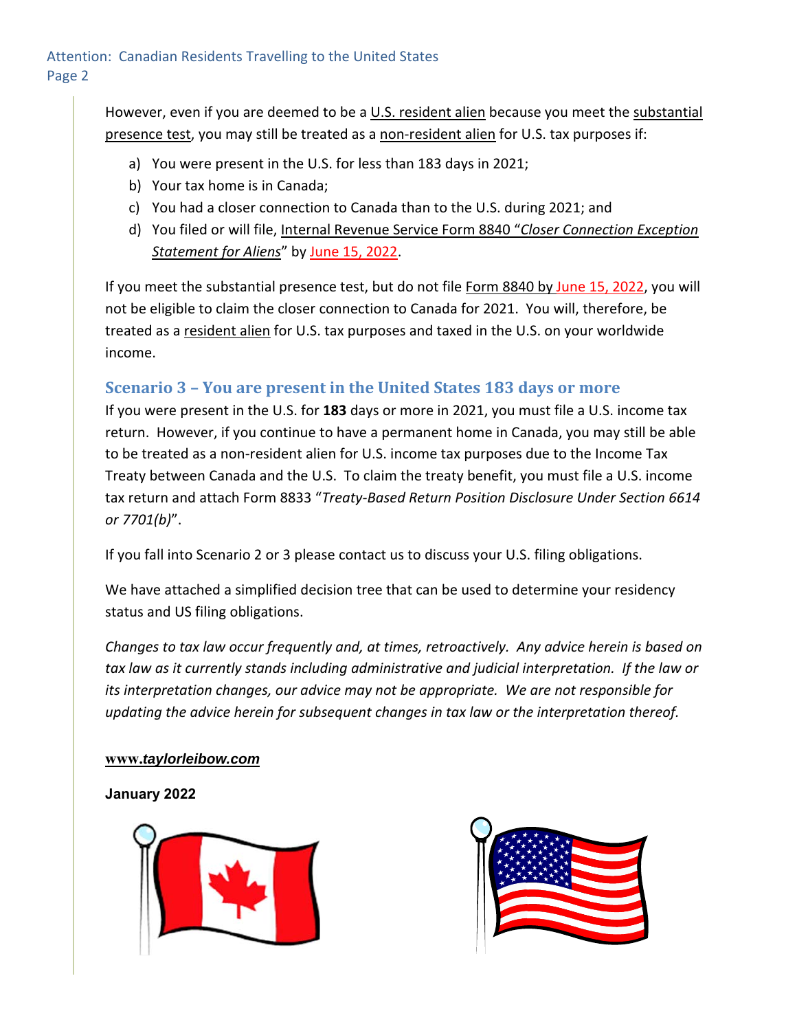However, even if you are deemed to be a U.S. resident alien because you meet the substantial presence test, you may still be treated as a non-resident alien for U.S. tax purposes if:

a) You were present in the U.S. for less than 183 days in 2021;
b) Your tax home is in Canada;
c) You had a closer connection to Canada than to the U.S. during 2021; and
d) You filed or will file, Internal Revenue Service Form 8840 "*Closer Connection Exception Statement for Aliens*" by June 15, 2022.

If you meet the substantial presence test, but do not file Form 8840 by June 15, 2022, you will not be eligible to claim the closer connection to Canada for 2021. You will, therefore, be treated as a resident alien for U.S. tax purposes and taxed in the U.S. on your worldwide income.

## Scenario 3 – You are present in the United States 183 days or more

If you were present in the U.S. for **183** days or more in 2021, you must file a U.S. income tax return. However, if you continue to have a permanent home in Canada, you may still be able to be treated as a non-resident alien for U.S. income tax purposes due to the Income Tax Treaty between Canada and the U.S. To claim the treaty benefit, you must file a U.S. income tax return and attach Form 8833 "*Treaty-Based Return Position Disclosure Under Section 6614 or 7701(b)*".

If you fall into Scenario 2 or 3 please contact us to discuss your U.S. filing obligations.

We have attached a simplified decision tree that can be used to determine your residency status and US filing obligations.

*Changes to tax law occur frequently and, at times, retroactively. Any advice herein is based on tax law as it currently stands including administrative and judicial interpretation. If the law or its interpretation changes, our advice may not be appropriate. We are not responsible for updating the advice herein for subsequent changes in tax law or the interpretation thereof.*

**www.*taylorleibow.com***

**January 2022**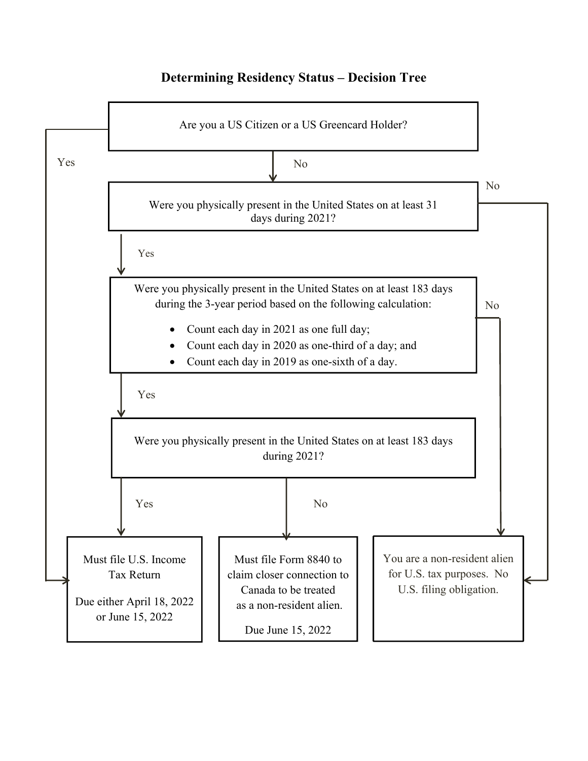## Determining Residency Status – Decision Tree

**Are you a US Citizen or a US Greencard Holder?**

- Yes → Must file U.S. Income Tax Return
- No → Were you physically present in the United States on at least 31 days during 2021?

**Were you physically present in the United States on at least 31 days during 2021?**

- No → You are a non-resident alien for U.S. tax purposes. No U.S. filing obligation.
- Yes → Were you physically present in the United States on at least 183 days during the 3-year period?

**Were you physically present in the United States on at least 183 days during the 3-year period based on the following calculation:**

- Count each day in 2021 as one full day;
- Count each day in 2020 as one-third of a day; and
- Count each day in 2019 as one-sixth of a day.

Answers:

- No → You are a non-resident alien for U.S. tax purposes. No U.S. filing obligation.
- Yes → Were you physically present in the United States on at least 183 days during 2021?

**Were you physically present in the United States on at least 183 days during 2021?**

- Yes → Must file U.S. Income Tax Return
- No → Must file Form 8840 to claim closer connection to Canada to be treated as a non-resident alien.

---

**Outcomes:**

| Must file U.S. Income Tax Return | Must file Form 8840 to claim closer connection to Canada to be treated as a non-resident alien. | You are a non-resident alien for U.S. tax purposes. No U.S. filing obligation. |
| --- | --- | --- |
| Due either April 18, 2022 or June 15, 2022 | Due June 15, 2022 | |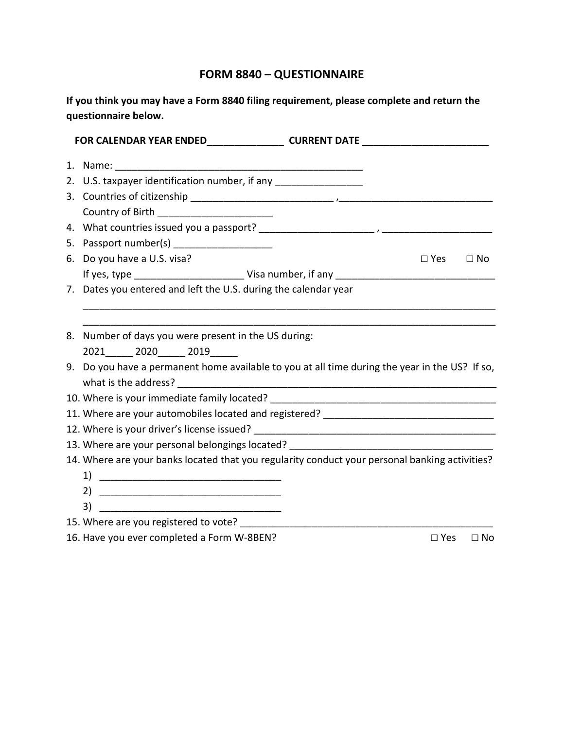# FORM 8840 – QUESTIONNAIRE

**If you think you may have a Form 8840 filing requirement, please complete and return the questionnaire below.**

**FOR CALENDAR YEAR ENDED______________ CURRENT DATE ________________________**

1. Name: _____________________________________________
2. U.S. taxpayer identification number, if any ________________
3. Countries of citizenship __________________________ ,____________________________
   Country of Birth _____________________
4. What countries issued you a passport? _____________________ , ____________________
5. Passport number(s) __________________
6. Do you have a U.S. visa? ☐ Yes ☐ No
   If yes, type ____________________ Visa number, if any _____________________________
7. Dates you entered and left the U.S. during the calendar year
   ______________________________________________________________________________
   ______________________________________________________________________________
8. Number of days you were present in the US during:
   2021_____ 2020_____ 2019_____
9. Do you have a permanent home available to you at all time during the year in the US? If so, what is the address? ____________________________________________________________
10. Where is your immediate family located? __________________________________________
11. Where are your automobiles located and registered? _______________________________
12. Where is your driver's license issued? _____________________________________________
13. Where are your personal belongings located? _____________________________________
14. Where are your banks located that you regularity conduct your personal banking activities?
    1) _________________________________
    2) _________________________________
    3) _________________________________
15. Where are you registered to vote? ________________________________________________
16. Have you ever completed a Form W-8BEN? ☐ Yes ☐ No